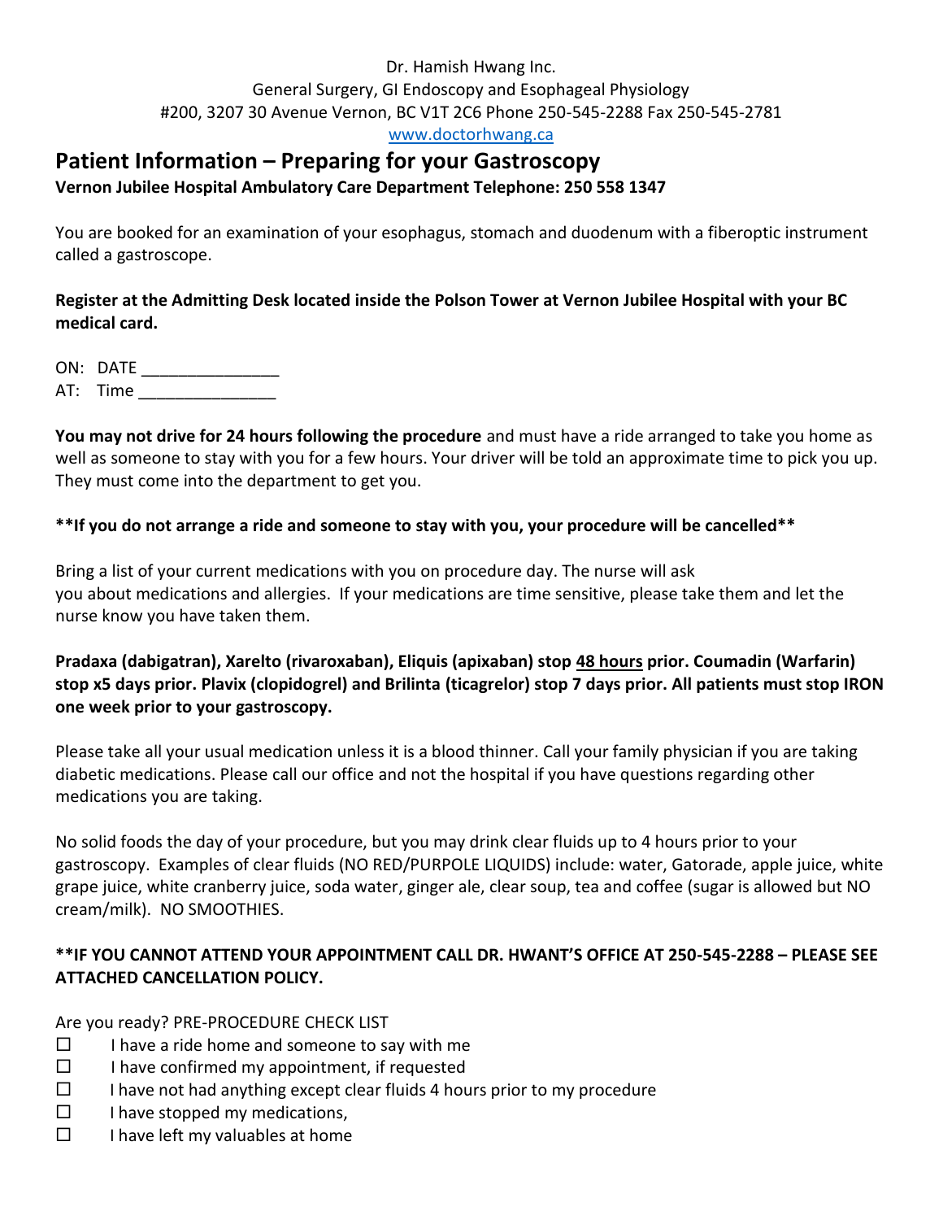Dr. Hamish Hwang Inc.
General Surgery, GI Endoscopy and Esophageal Physiology
#200, 3207 30 Avenue Vernon, BC V1T 2C6 Phone 250-545-2288 Fax 250-545-2781
www.doctorhwang.ca

## Patient Information – Preparing for your Gastroscopy

**Vernon Jubilee Hospital Ambulatory Care Department Telephone: 250 558 1347**

You are booked for an examination of your esophagus, stomach and duodenum with a fiberoptic instrument called a gastroscope.

**Register at the Admitting Desk located inside the Polson Tower at Vernon Jubilee Hospital with your BC medical card.**

ON: DATE _______________
AT: Time _______________

**You may not drive for 24 hours following the procedure** and must have a ride arranged to take you home as well as someone to stay with you for a few hours. Your driver will be told an approximate time to pick you up. They must come into the department to get you.

**\*\*If you do not arrange a ride and someone to stay with you, your procedure will be cancelled\*\***

Bring a list of your current medications with you on procedure day. The nurse will ask you about medications and allergies. If your medications are time sensitive, please take them and let the nurse know you have taken them.

**Pradaxa (dabigatran), Xarelto (rivaroxaban), Eliquis (apixaban) stop <u>48 hours</u> prior. Coumadin (Warfarin) stop x5 days prior. Plavix (clopidogrel) and Brilinta (ticagrelor) stop 7 days prior. All patients must stop IRON one week prior to your gastroscopy.**

Please take all your usual medication unless it is a blood thinner. Call your family physician if you are taking diabetic medications. Please call our office and not the hospital if you have questions regarding other medications you are taking.

No solid foods the day of your procedure, but you may drink clear fluids up to 4 hours prior to your gastroscopy. Examples of clear fluids (NO RED/PURPOLE LIQUIDS) include: water, Gatorade, apple juice, white grape juice, white cranberry juice, soda water, ginger ale, clear soup, tea and coffee (sugar is allowed but NO cream/milk). NO SMOOTHIES.

**\*\*IF YOU CANNOT ATTEND YOUR APPOINTMENT CALL DR. HWANT'S OFFICE AT 250-545-2288 – PLEASE SEE ATTACHED CANCELLATION POLICY.**

Are you ready? PRE-PROCEDURE CHECK LIST

- ☐ I have a ride home and someone to say with me
- ☐ I have confirmed my appointment, if requested
- ☐ I have not had anything except clear fluids 4 hours prior to my procedure
- ☐ I have stopped my medications,
- ☐ I have left my valuables at home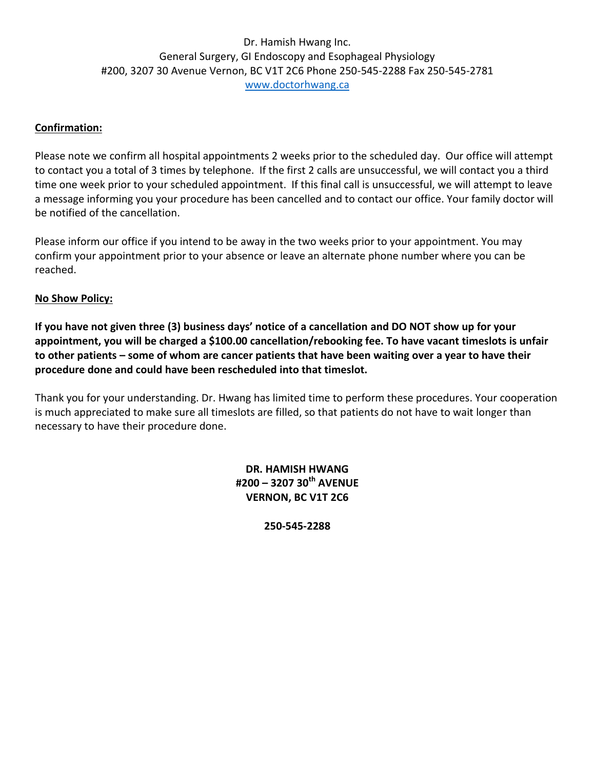Dr. Hamish Hwang Inc.
General Surgery, GI Endoscopy and Esophageal Physiology
#200, 3207 30 Avenue Vernon, BC V1T 2C6 Phone 250-545-2288 Fax 250-545-2781
www.doctorhwang.ca

**Confirmation:**

Please note we confirm all hospital appointments 2 weeks prior to the scheduled day. Our office will attempt to contact you a total of 3 times by telephone. If the first 2 calls are unsuccessful, we will contact you a third time one week prior to your scheduled appointment. If this final call is unsuccessful, we will attempt to leave a message informing you your procedure has been cancelled and to contact our office. Your family doctor will be notified of the cancellation.

Please inform our office if you intend to be away in the two weeks prior to your appointment. You may confirm your appointment prior to your absence or leave an alternate phone number where you can be reached.

**No Show Policy:**

**If you have not given three (3) business days' notice of a cancellation and DO NOT show up for your appointment, you will be charged a $100.00 cancellation/rebooking fee. To have vacant timeslots is unfair to other patients – some of whom are cancer patients that have been waiting over a year to have their procedure done and could have been rescheduled into that timeslot.**

Thank you for your understanding. Dr. Hwang has limited time to perform these procedures. Your cooperation is much appreciated to make sure all timeslots are filled, so that patients do not have to wait longer than necessary to have their procedure done.

**DR. HAMISH HWANG**
**#200 – 3207 30th AVENUE**
**VERNON, BC V1T 2C6**

**250-545-2288**